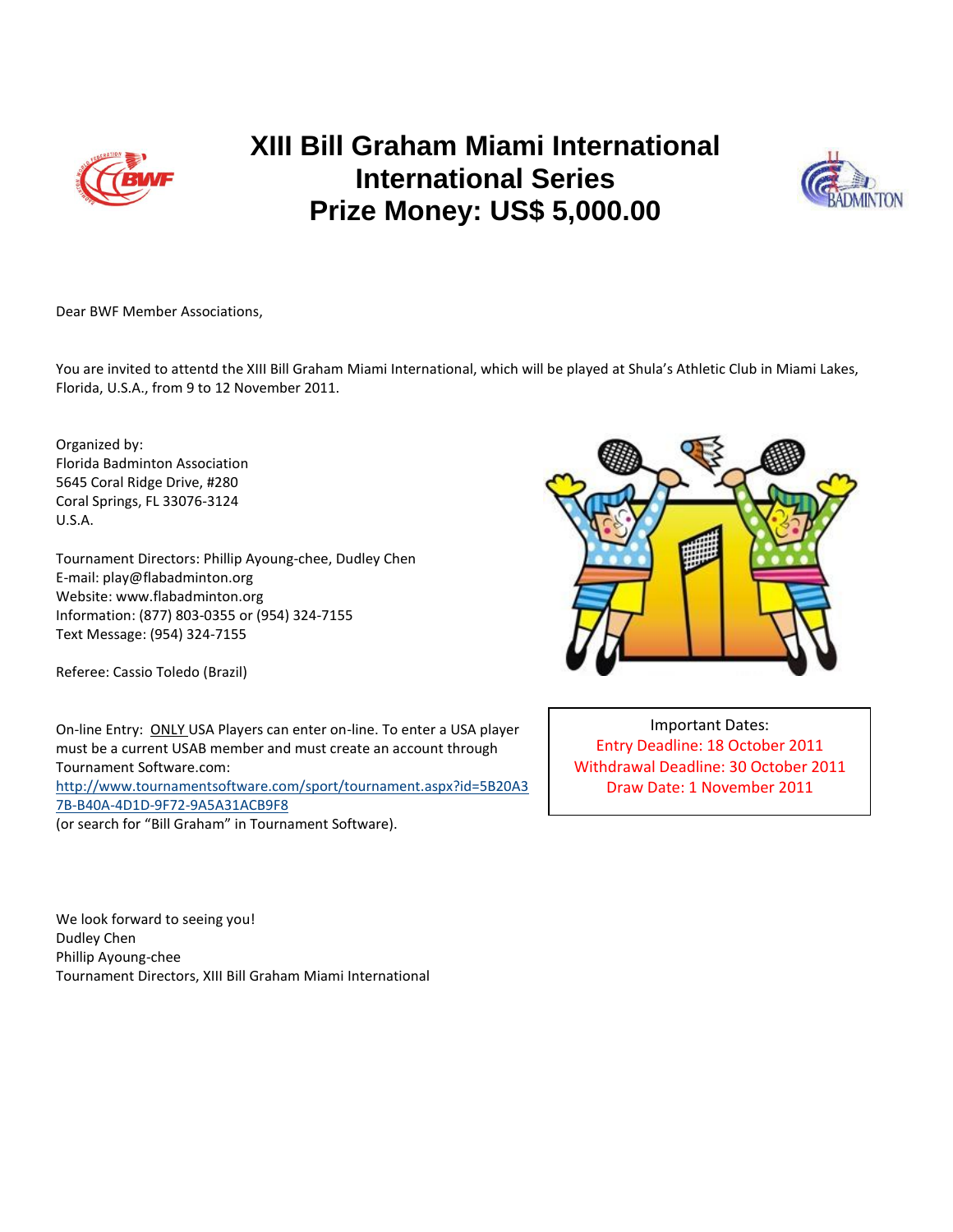# XIII Bill Graham Miami International
# International Series
# Prize Money: US$ 5,000.00

Dear BWF Member Associations,

You are invited to attentd the XIII Bill Graham Miami International, which will be played at Shula's Athletic Club in Miami Lakes, Florida, U.S.A., from 9 to 12 November 2011.

Organized by:
Florida Badminton Association
5645 Coral Ridge Drive, #280
Coral Springs, FL 33076-3124
U.S.A.

Tournament Directors: Phillip Ayoung-chee, Dudley Chen
E-mail: play@flabadminton.org
Website: www.flabadminton.org
Information: (877) 803-0355 or (954) 324-7155
Text Message: (954) 324-7155

Referee: Cassio Toledo (Brazil)

Important Dates:
Entry Deadline: 18 October 2011
Withdrawal Deadline: 30 October 2011
Draw Date: 1 November 2011

On-line Entry: ONLY USA Players can enter on-line. To enter a USA player must be a current USAB member and must create an account through Tournament Software.com:
[http://www.tournamentsoftware.com/sport/tournament.aspx?id=5B20A37B-B40A-4D1D-9F72-9A5A31ACB9F8](http://www.tournamentsoftware.com/sport/tournament.aspx?id=5B20A37B-B40A-4D1D-9F72-9A5A31ACB9F8)
(or search for "Bill Graham" in Tournament Software).

We look forward to seeing you!
Dudley Chen
Phillip Ayoung-chee
Tournament Directors, XIII Bill Graham Miami International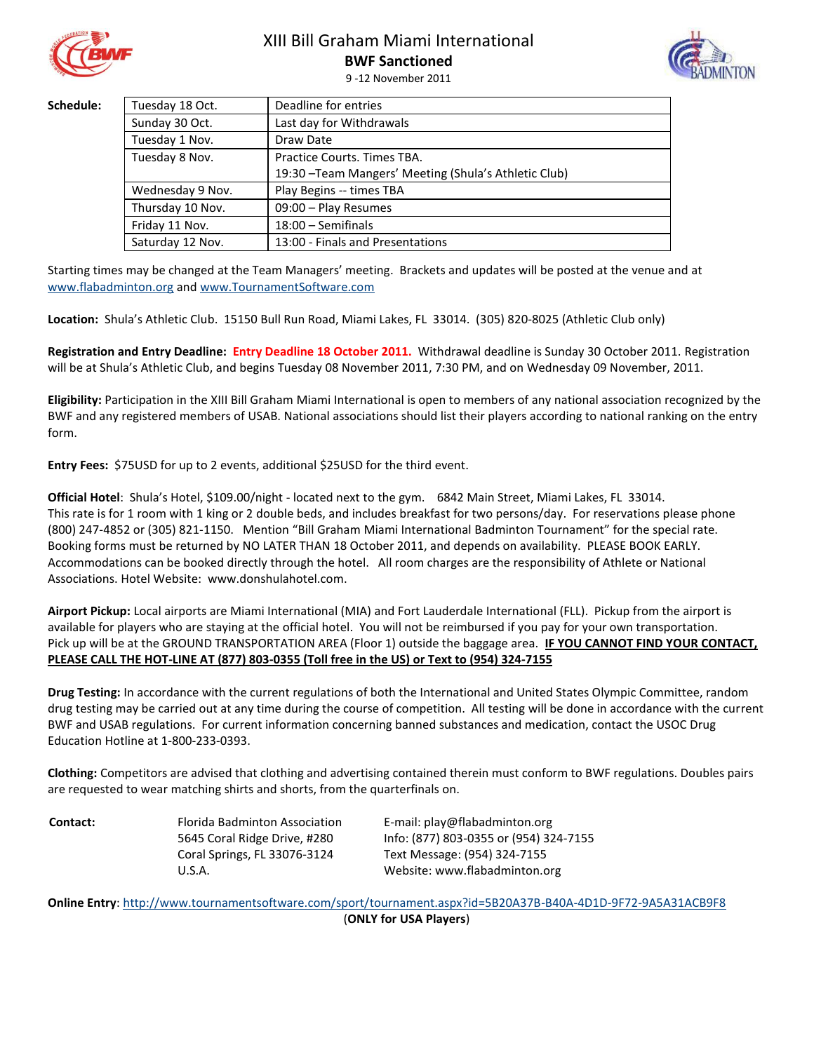# XIII Bill Graham Miami International

## BWF Sanctioned

9 -12 November 2011

**Schedule:**

| | |
|---|---|
| Tuesday 18 Oct. | Deadline for entries |
| Sunday 30 Oct. | Last day for Withdrawals |
| Tuesday 1 Nov. | Draw Date |
| Tuesday 8 Nov. | Practice Courts. Times TBA.<br>19:30 –Team Mangers' Meeting (Shula's Athletic Club) |
| Wednesday 9 Nov. | Play Begins -- times TBA |
| Thursday 10 Nov. | 09:00 – Play Resumes |
| Friday 11 Nov. | 18:00 – Semifinals |
| Saturday 12 Nov. | 13:00 - Finals and Presentations |

Starting times may be changed at the Team Managers' meeting. Brackets and updates will be posted at the venue and at www.flabadminton.org and www.TournamentSoftware.com

**Location:** Shula's Athletic Club. 15150 Bull Run Road, Miami Lakes, FL 33014. (305) 820-8025 (Athletic Club only)

**Registration and Entry Deadline:** **Entry Deadline 18 October 2011.** Withdrawal deadline is Sunday 30 October 2011. Registration will be at Shula's Athletic Club, and begins Tuesday 08 November 2011, 7:30 PM, and on Wednesday 09 November, 2011.

**Eligibility:** Participation in the XIII Bill Graham Miami International is open to members of any national association recognized by the BWF and any registered members of USAB. National associations should list their players according to national ranking on the entry form.

**Entry Fees:** $75USD for up to 2 events, additional $25USD for the third event.

**Official Hotel**: Shula's Hotel, $109.00/night - located next to the gym. 6842 Main Street, Miami Lakes, FL 33014. This rate is for 1 room with 1 king or 2 double beds, and includes breakfast for two persons/day. For reservations please phone (800) 247-4852 or (305) 821-1150. Mention "Bill Graham Miami International Badminton Tournament" for the special rate. Booking forms must be returned by NO LATER THAN 18 October 2011, and depends on availability. PLEASE BOOK EARLY. Accommodations can be booked directly through the hotel. All room charges are the responsibility of Athlete or National Associations. Hotel Website: www.donshulahotel.com.

**Airport Pickup:** Local airports are Miami International (MIA) and Fort Lauderdale International (FLL). Pickup from the airport is available for players who are staying at the official hotel. You will not be reimbursed if you pay for your own transportation. Pick up will be at the GROUND TRANSPORTATION AREA (Floor 1) outside the baggage area. **IF YOU CANNOT FIND YOUR CONTACT, PLEASE CALL THE HOT-LINE AT (877) 803-0355 (Toll free in the US) or Text to (954) 324-7155**

**Drug Testing:** In accordance with the current regulations of both the International and United States Olympic Committee, random drug testing may be carried out at any time during the course of competition. All testing will be done in accordance with the current BWF and USAB regulations. For current information concerning banned substances and medication, contact the USOC Drug Education Hotline at 1-800-233-0393.

**Clothing:** Competitors are advised that clothing and advertising contained therein must conform to BWF regulations. Doubles pairs are requested to wear matching shirts and shorts, from the quarterfinals on.

**Contact:**

Florida Badminton Association
5645 Coral Ridge Drive, #280
Coral Springs, FL 33076-3124
U.S.A.

E-mail: play@flabadminton.org
Info: (877) 803-0355 or (954) 324-7155
Text Message: (954) 324-7155
Website: www.flabadminton.org

**Online Entry**: http://www.tournamentsoftware.com/sport/tournament.aspx?id=5B20A37B-B40A-4D1D-9F72-9A5A31ACB9F8
(**ONLY for USA Players**)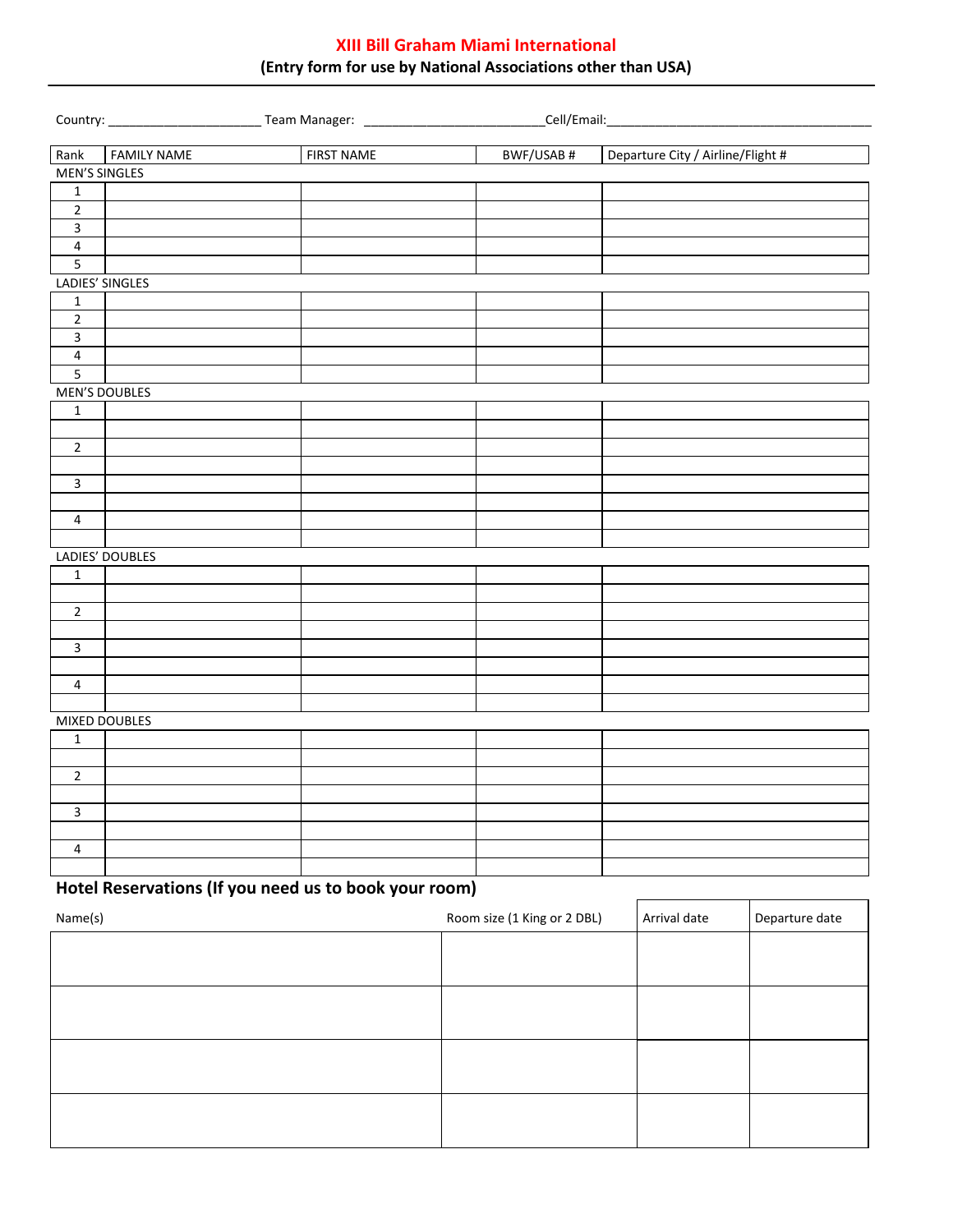# XIII Bill Graham Miami International

## (Entry form for use by National Associations other than USA)

Country: ______________________ Team Manager: __________________________Cell/Email:_______________________________________

| Rank | FAMILY NAME | FIRST NAME | BWF/USAB # | Departure City / Airline/Flight # |
|---|---|---|---|---|
| MEN'S SINGLES | | | | |
| 1 | | | | |
| 2 | | | | |
| 3 | | | | |
| 4 | | | | |
| 5 | | | | |
| LADIES' SINGLES | | | | |
| 1 | | | | |
| 2 | | | | |
| 3 | | | | |
| 4 | | | | |
| 5 | | | | |
| MEN'S DOUBLES | | | | |
| 1 | | | | |
| | | | | |
| 2 | | | | |
| | | | | |
| 3 | | | | |
| | | | | |
| 4 | | | | |
| | | | | |
| LADIES' DOUBLES | | | | |
| 1 | | | | |
| | | | | |
| 2 | | | | |
| | | | | |
| 3 | | | | |
| | | | | |
| 4 | | | | |
| | | | | |
| MIXED DOUBLES | | | | |
| 1 | | | | |
| | | | | |
| 2 | | | | |
| | | | | |
| 3 | | | | |
| | | | | |
| 4 | | | | |
| | | | | |

### Hotel Reservations (If you need us to book your room)

| Name(s) | Room size (1 King or 2 DBL) | Arrival date | Departure date |
|---|---|---|---|
| | | | |
| | | | |
| | | | |
| | | | |